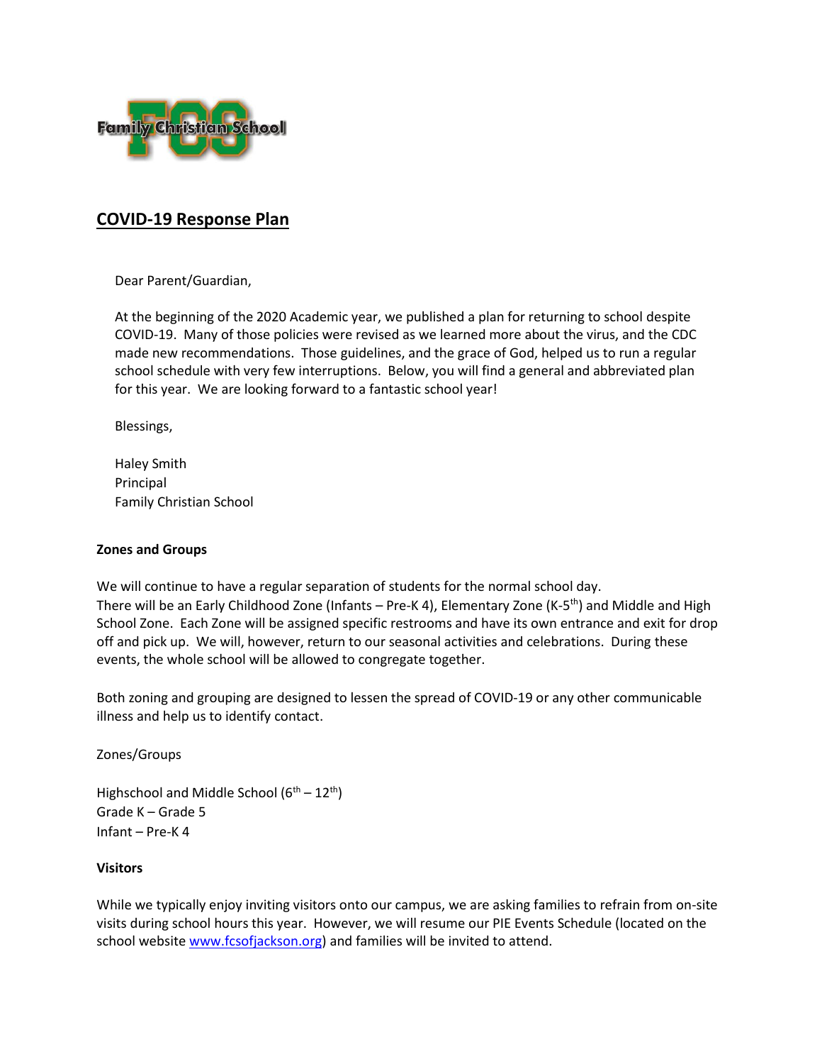Family Christian School

# COVID-19 Response Plan

Dear Parent/Guardian,

At the beginning of the 2020 Academic year, we published a plan for returning to school despite COVID-19. Many of those policies were revised as we learned more about the virus, and the CDC made new recommendations. Those guidelines, and the grace of God, helped us to run a regular school schedule with very few interruptions. Below, you will find a general and abbreviated plan for this year. We are looking forward to a fantastic school year!

Blessings,

Haley Smith
Principal
Family Christian School

**Zones and Groups**

We will continue to have a regular separation of students for the normal school day. There will be an Early Childhood Zone (Infants – Pre-K 4), Elementary Zone (K-5th) and Middle and High School Zone. Each Zone will be assigned specific restrooms and have its own entrance and exit for drop off and pick up. We will, however, return to our seasonal activities and celebrations. During these events, the whole school will be allowed to congregate together.

Both zoning and grouping are designed to lessen the spread of COVID-19 or any other communicable illness and help us to identify contact.

Zones/Groups

Highschool and Middle School (6th – 12th)
Grade K – Grade 5
Infant – Pre-K 4

**Visitors**

While we typically enjoy inviting visitors onto our campus, we are asking families to refrain from on-site visits during school hours this year. However, we will resume our PIE Events Schedule (located on the school website www.fcsofjackson.org) and families will be invited to attend.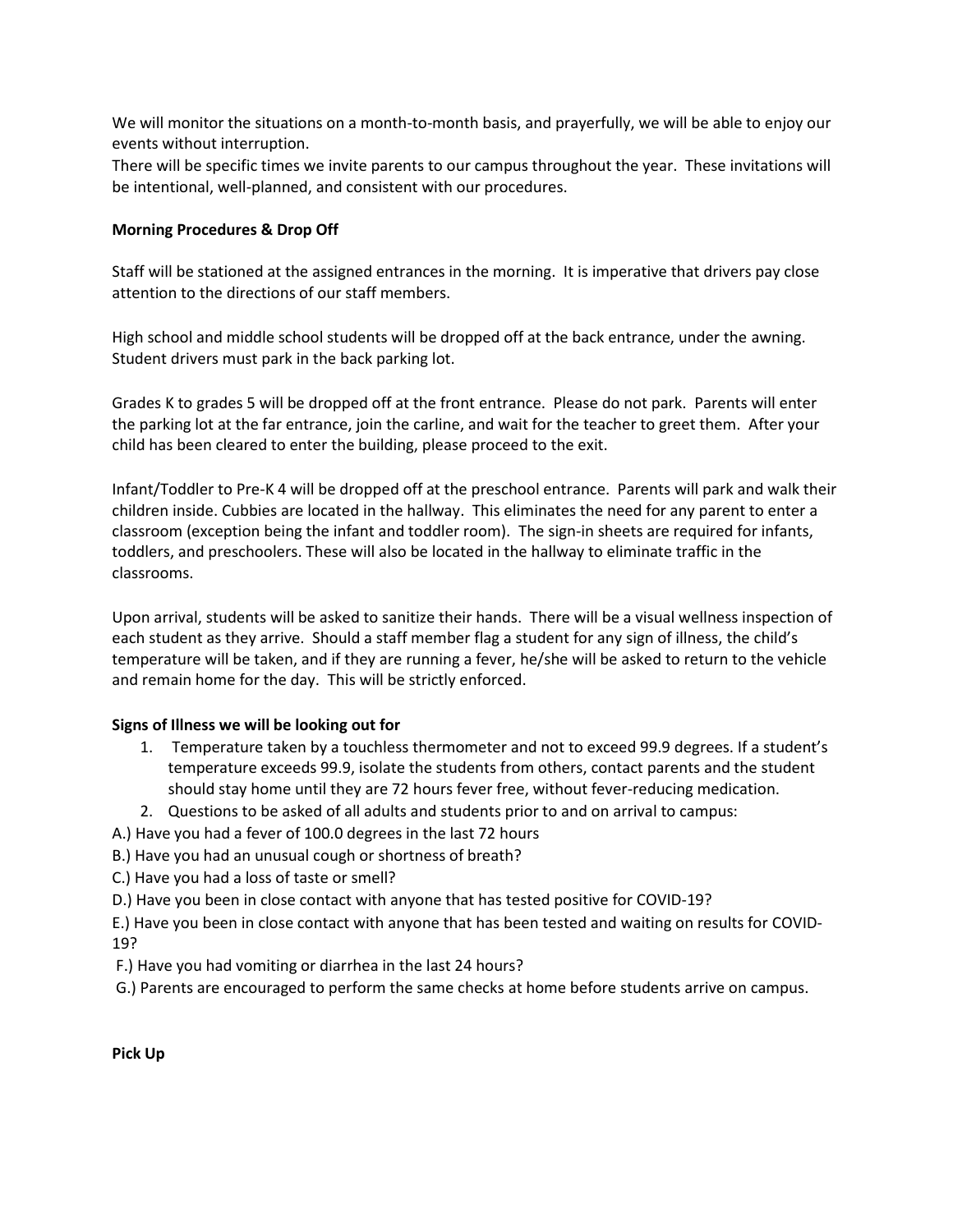We will monitor the situations on a month-to-month basis, and prayerfully, we will be able to enjoy our events without interruption.
There will be specific times we invite parents to our campus throughout the year. These invitations will be intentional, well-planned, and consistent with our procedures.

**Morning Procedures & Drop Off**

Staff will be stationed at the assigned entrances in the morning. It is imperative that drivers pay close attention to the directions of our staff members.

High school and middle school students will be dropped off at the back entrance, under the awning. Student drivers must park in the back parking lot.

Grades K to grades 5 will be dropped off at the front entrance. Please do not park. Parents will enter the parking lot at the far entrance, join the carline, and wait for the teacher to greet them. After your child has been cleared to enter the building, please proceed to the exit.

Infant/Toddler to Pre-K 4 will be dropped off at the preschool entrance. Parents will park and walk their children inside. Cubbies are located in the hallway. This eliminates the need for any parent to enter a classroom (exception being the infant and toddler room). The sign-in sheets are required for infants, toddlers, and preschoolers. These will also be located in the hallway to eliminate traffic in the classrooms.

Upon arrival, students will be asked to sanitize their hands. There will be a visual wellness inspection of each student as they arrive. Should a staff member flag a student for any sign of illness, the child's temperature will be taken, and if they are running a fever, he/she will be asked to return to the vehicle and remain home for the day. This will be strictly enforced.

**Signs of Illness we will be looking out for**

1. Temperature taken by a touchless thermometer and not to exceed 99.9 degrees. If a student's temperature exceeds 99.9, isolate the students from others, contact parents and the student should stay home until they are 72 hours fever free, without fever-reducing medication.
2. Questions to be asked of all adults and students prior to and on arrival to campus:

A.) Have you had a fever of 100.0 degrees in the last 72 hours

B.) Have you had an unusual cough or shortness of breath?

C.) Have you had a loss of taste or smell?

D.) Have you been in close contact with anyone that has tested positive for COVID-19?

E.) Have you been in close contact with anyone that has been tested and waiting on results for COVID-19?

F.) Have you had vomiting or diarrhea in the last 24 hours?

G.) Parents are encouraged to perform the same checks at home before students arrive on campus.

**Pick Up**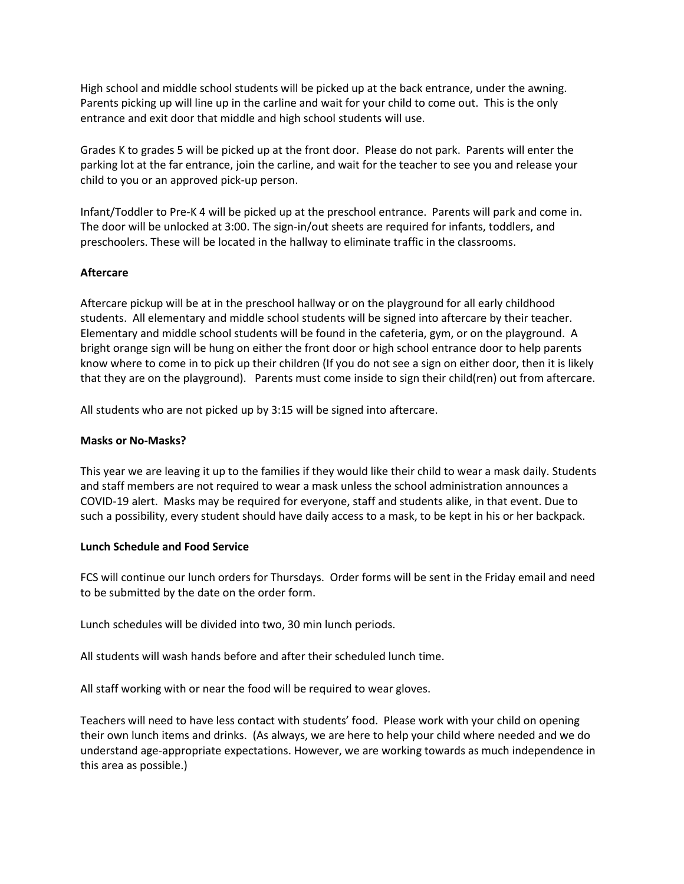High school and middle school students will be picked up at the back entrance, under the awning. Parents picking up will line up in the carline and wait for your child to come out. This is the only entrance and exit door that middle and high school students will use.

Grades K to grades 5 will be picked up at the front door. Please do not park. Parents will enter the parking lot at the far entrance, join the carline, and wait for the teacher to see you and release your child to you or an approved pick-up person.

Infant/Toddler to Pre-K 4 will be picked up at the preschool entrance. Parents will park and come in. The door will be unlocked at 3:00. The sign-in/out sheets are required for infants, toddlers, and preschoolers. These will be located in the hallway to eliminate traffic in the classrooms.

**Aftercare**

Aftercare pickup will be at in the preschool hallway or on the playground for all early childhood students. All elementary and middle school students will be signed into aftercare by their teacher. Elementary and middle school students will be found in the cafeteria, gym, or on the playground. A bright orange sign will be hung on either the front door or high school entrance door to help parents know where to come in to pick up their children (If you do not see a sign on either door, then it is likely that they are on the playground). Parents must come inside to sign their child(ren) out from aftercare.

All students who are not picked up by 3:15 will be signed into aftercare.

**Masks or No-Masks?**

This year we are leaving it up to the families if they would like their child to wear a mask daily. Students and staff members are not required to wear a mask unless the school administration announces a COVID-19 alert. Masks may be required for everyone, staff and students alike, in that event. Due to such a possibility, every student should have daily access to a mask, to be kept in his or her backpack.

**Lunch Schedule and Food Service**

FCS will continue our lunch orders for Thursdays. Order forms will be sent in the Friday email and need to be submitted by the date on the order form.

Lunch schedules will be divided into two, 30 min lunch periods.

All students will wash hands before and after their scheduled lunch time.

All staff working with or near the food will be required to wear gloves.

Teachers will need to have less contact with students' food. Please work with your child on opening their own lunch items and drinks. (As always, we are here to help your child where needed and we do understand age-appropriate expectations. However, we are working towards as much independence in this area as possible.)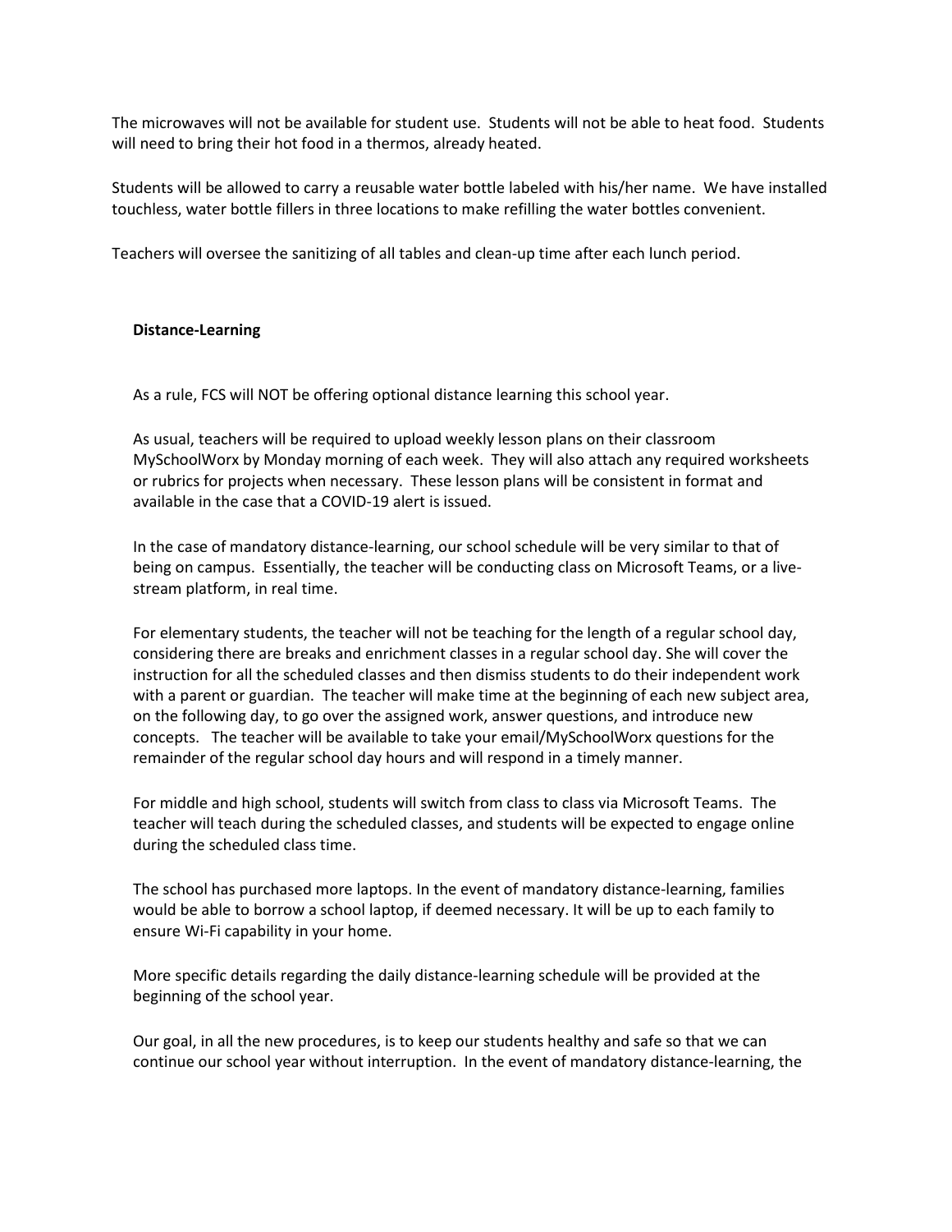The microwaves will not be available for student use. Students will not be able to heat food. Students will need to bring their hot food in a thermos, already heated.

Students will be allowed to carry a reusable water bottle labeled with his/her name. We have installed touchless, water bottle fillers in three locations to make refilling the water bottles convenient.

Teachers will oversee the sanitizing of all tables and clean-up time after each lunch period.

**Distance-Learning**

As a rule, FCS will NOT be offering optional distance learning this school year.

As usual, teachers will be required to upload weekly lesson plans on their classroom MySchoolWorx by Monday morning of each week. They will also attach any required worksheets or rubrics for projects when necessary. These lesson plans will be consistent in format and available in the case that a COVID-19 alert is issued.

In the case of mandatory distance-learning, our school schedule will be very similar to that of being on campus. Essentially, the teacher will be conducting class on Microsoft Teams, or a live-stream platform, in real time.

For elementary students, the teacher will not be teaching for the length of a regular school day, considering there are breaks and enrichment classes in a regular school day. She will cover the instruction for all the scheduled classes and then dismiss students to do their independent work with a parent or guardian. The teacher will make time at the beginning of each new subject area, on the following day, to go over the assigned work, answer questions, and introduce new concepts. The teacher will be available to take your email/MySchoolWorx questions for the remainder of the regular school day hours and will respond in a timely manner.

For middle and high school, students will switch from class to class via Microsoft Teams. The teacher will teach during the scheduled classes, and students will be expected to engage online during the scheduled class time.

The school has purchased more laptops. In the event of mandatory distance-learning, families would be able to borrow a school laptop, if deemed necessary. It will be up to each family to ensure Wi-Fi capability in your home.

More specific details regarding the daily distance-learning schedule will be provided at the beginning of the school year.

Our goal, in all the new procedures, is to keep our students healthy and safe so that we can continue our school year without interruption. In the event of mandatory distance-learning, the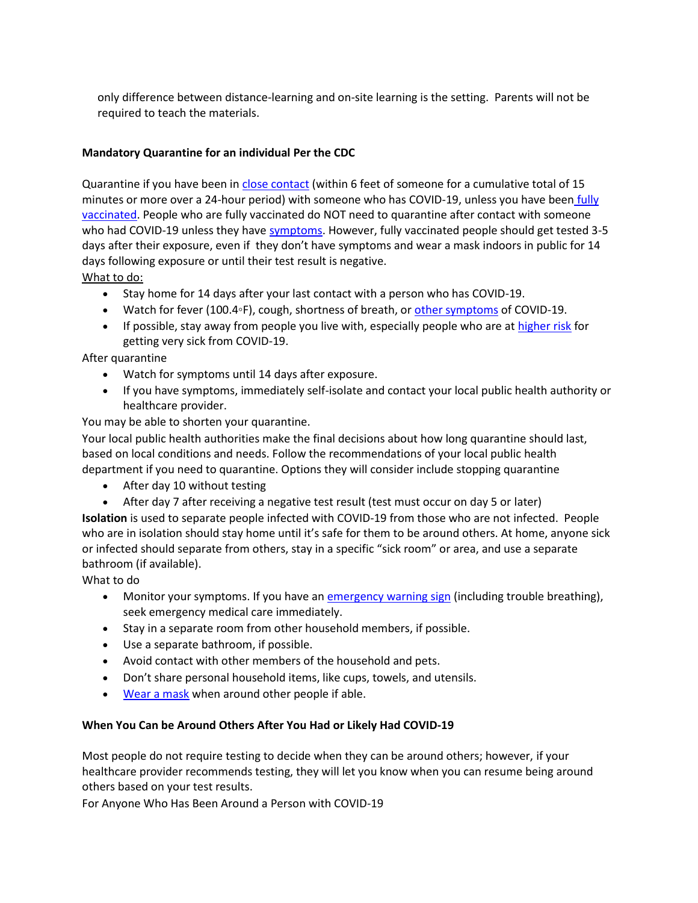only difference between distance-learning and on-site learning is the setting.  Parents will not be required to teach the materials.

**Mandatory Quarantine for an individual Per the CDC**

Quarantine if you have been in close contact (within 6 feet of someone for a cumulative total of 15 minutes or more over a 24-hour period) with someone who has COVID-19, unless you have been fully vaccinated. People who are fully vaccinated do NOT need to quarantine after contact with someone who had COVID-19 unless they have symptoms. However, fully vaccinated people should get tested 3-5 days after their exposure, even if they don't have symptoms and wear a mask indoors in public for 14 days following exposure or until their test result is negative.

What to do:

- Stay home for 14 days after your last contact with a person who has COVID-19.
- Watch for fever (100.4◦F), cough, shortness of breath, or other symptoms of COVID-19.
- If possible, stay away from people you live with, especially people who are at higher risk for getting very sick from COVID-19.

After quarantine

- Watch for symptoms until 14 days after exposure.
- If you have symptoms, immediately self-isolate and contact your local public health authority or healthcare provider.

You may be able to shorten your quarantine.

Your local public health authorities make the final decisions about how long quarantine should last, based on local conditions and needs. Follow the recommendations of your local public health department if you need to quarantine. Options they will consider include stopping quarantine

- After day 10 without testing
- After day 7 after receiving a negative test result (test must occur on day 5 or later)

**Isolation** is used to separate people infected with COVID-19 from those who are not infected.  People who are in isolation should stay home until it's safe for them to be around others. At home, anyone sick or infected should separate from others, stay in a specific "sick room" or area, and use a separate bathroom (if available).

What to do

- Monitor your symptoms. If you have an emergency warning sign (including trouble breathing), seek emergency medical care immediately.
- Stay in a separate room from other household members, if possible.
- Use a separate bathroom, if possible.
- Avoid contact with other members of the household and pets.
- Don't share personal household items, like cups, towels, and utensils.
- Wear a mask when around other people if able.

**When You Can be Around Others After You Had or Likely Had COVID-19**

Most people do not require testing to decide when they can be around others; however, if your healthcare provider recommends testing, they will let you know when you can resume being around others based on your test results.

For Anyone Who Has Been Around a Person with COVID-19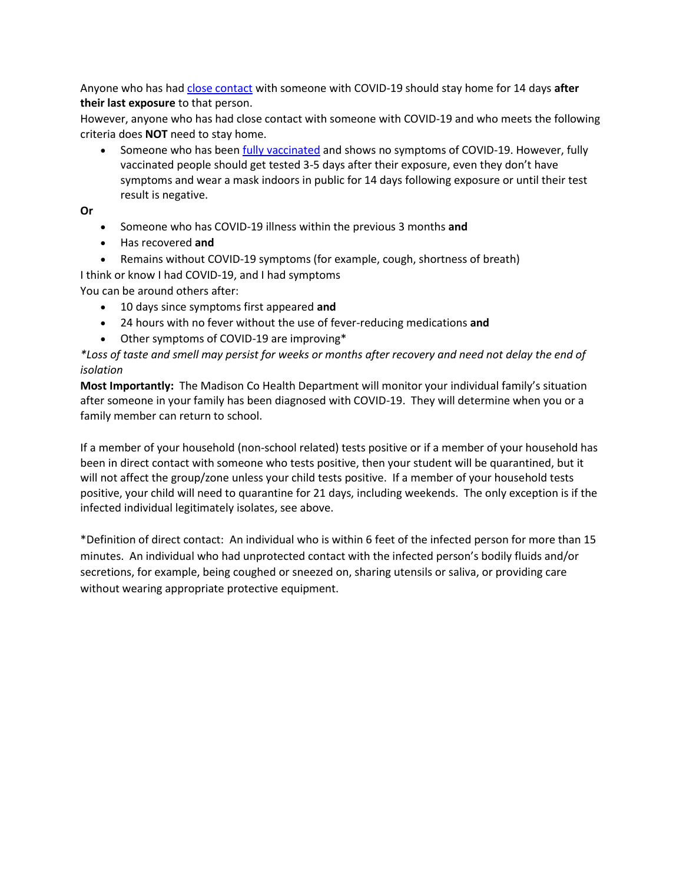Anyone who has had [close contact] with someone with COVID-19 should stay home for 14 days **after their last exposure** to that person.

However, anyone who has had close contact with someone with COVID-19 and who meets the following criteria does **NOT** need to stay home.

- Someone who has been [fully vaccinated] and shows no symptoms of COVID-19. However, fully vaccinated people should get tested 3-5 days after their exposure, even they don't have symptoms and wear a mask indoors in public for 14 days following exposure or until their test result is negative.

**Or**

- Someone who has COVID-19 illness within the previous 3 months **and**
- Has recovered **and**
- Remains without COVID-19 symptoms (for example, cough, shortness of breath)

I think or know I had COVID-19, and I had symptoms

You can be around others after:

- 10 days since symptoms first appeared **and**
- 24 hours with no fever without the use of fever-reducing medications **and**
- Other symptoms of COVID-19 are improving*

**Loss of taste and smell may persist for weeks or months after recovery and need not delay the end of isolation*

**Most Importantly:** The Madison Co Health Department will monitor your individual family's situation after someone in your family has been diagnosed with COVID-19. They will determine when you or a family member can return to school.

If a member of your household (non-school related) tests positive or if a member of your household has been in direct contact with someone who tests positive, then your student will be quarantined, but it will not affect the group/zone unless your child tests positive. If a member of your household tests positive, your child will need to quarantine for 21 days, including weekends. The only exception is if the infected individual legitimately isolates, see above.

*Definition of direct contact: An individual who is within 6 feet of the infected person for more than 15 minutes. An individual who had unprotected contact with the infected person's bodily fluids and/or secretions, for example, being coughed or sneezed on, sharing utensils or saliva, or providing care without wearing appropriate protective equipment.